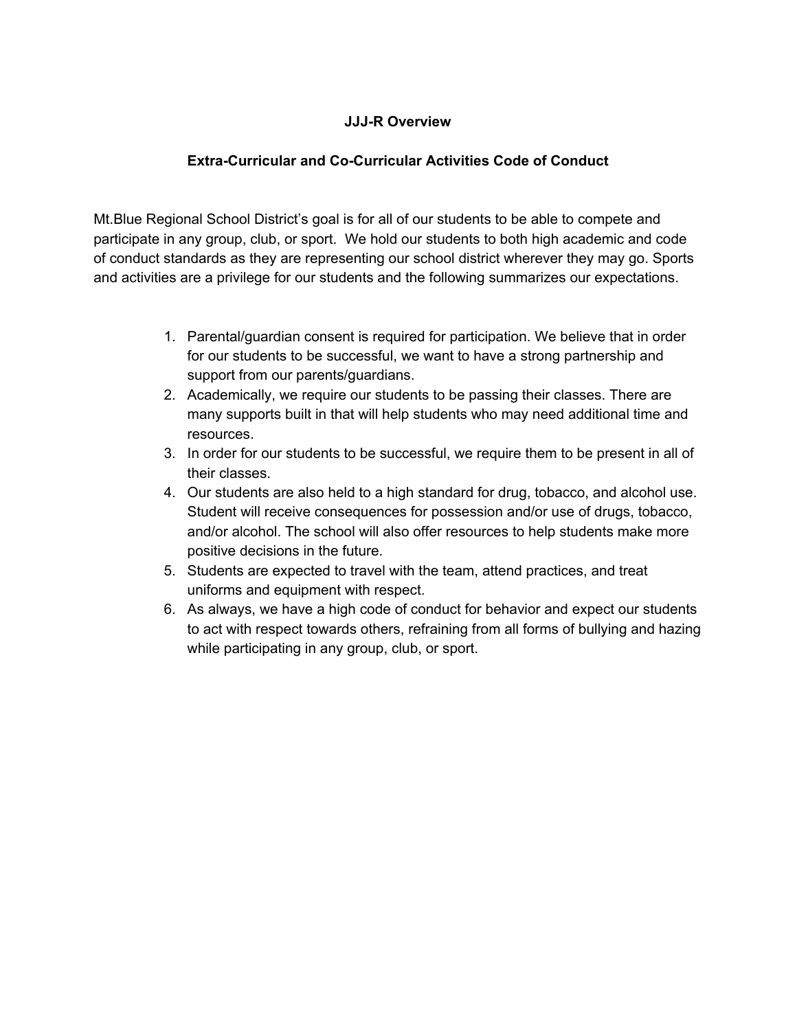**JJJ-R Overview**

**Extra-Curricular and Co-Curricular Activities Code of Conduct**

Mt.Blue Regional School District's goal is for all of our students to be able to compete and participate in any group, club, or sport. We hold our students to both high academic and code of conduct standards as they are representing our school district wherever they may go. Sports and activities are a privilege for our students and the following summarizes our expectations.

1. Parental/guardian consent is required for participation. We believe that in order for our students to be successful, we want to have a strong partnership and support from our parents/guardians.
2. Academically, we require our students to be passing their classes. There are many supports built in that will help students who may need additional time and resources.
3. In order for our students to be successful, we require them to be present in all of their classes.
4. Our students are also held to a high standard for drug, tobacco, and alcohol use. Student will receive consequences for possession and/or use of drugs, tobacco, and/or alcohol. The school will also offer resources to help students make more positive decisions in the future.
5. Students are expected to travel with the team, attend practices, and treat uniforms and equipment with respect.
6. As always, we have a high code of conduct for behavior and expect our students to act with respect towards others, refraining from all forms of bullying and hazing while participating in any group, club, or sport.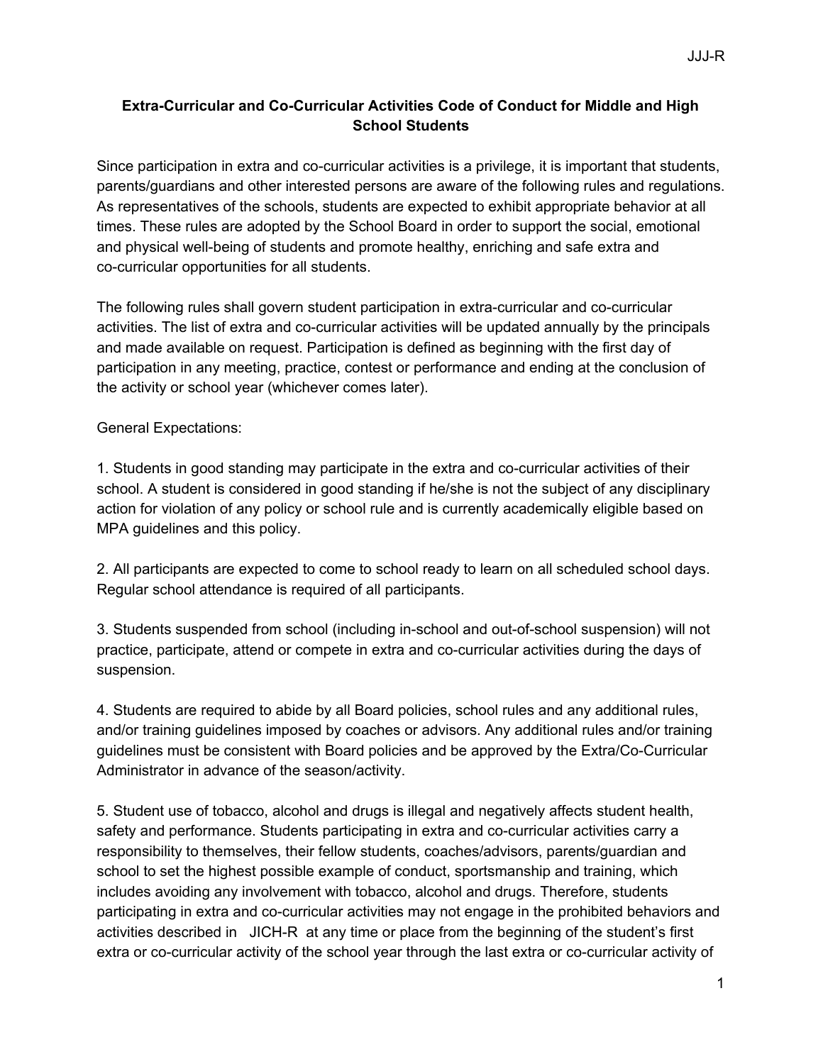## Extra-Curricular and Co-Curricular Activities Code of Conduct for Middle and High School Students

Since participation in extra and co-curricular activities is a privilege, it is important that students, parents/guardians and other interested persons are aware of the following rules and regulations. As representatives of the schools, students are expected to exhibit appropriate behavior at all times. These rules are adopted by the School Board in order to support the social, emotional and physical well-being of students and promote healthy, enriching and safe extra and co-curricular opportunities for all students.

The following rules shall govern student participation in extra-curricular and co-curricular activities. The list of extra and co-curricular activities will be updated annually by the principals and made available on request. Participation is defined as beginning with the first day of participation in any meeting, practice, contest or performance and ending at the conclusion of the activity or school year (whichever comes later).

General Expectations:

1. Students in good standing may participate in the extra and co-curricular activities of their school. A student is considered in good standing if he/she is not the subject of any disciplinary action for violation of any policy or school rule and is currently academically eligible based on MPA guidelines and this policy.

2. All participants are expected to come to school ready to learn on all scheduled school days. Regular school attendance is required of all participants.

3. Students suspended from school (including in-school and out-of-school suspension) will not practice, participate, attend or compete in extra and co-curricular activities during the days of suspension.

4. Students are required to abide by all Board policies, school rules and any additional rules, and/or training guidelines imposed by coaches or advisors. Any additional rules and/or training guidelines must be consistent with Board policies and be approved by the Extra/Co-Curricular Administrator in advance of the season/activity.

5. Student use of tobacco, alcohol and drugs is illegal and negatively affects student health, safety and performance. Students participating in extra and co-curricular activities carry a responsibility to themselves, their fellow students, coaches/advisors, parents/guardian and school to set the highest possible example of conduct, sportsmanship and training, which includes avoiding any involvement with tobacco, alcohol and drugs. Therefore, students participating in extra and co-curricular activities may not engage in the prohibited behaviors and activities described in JICH-R at any time or place from the beginning of the student's first extra or co-curricular activity of the school year through the last extra or co-curricular activity of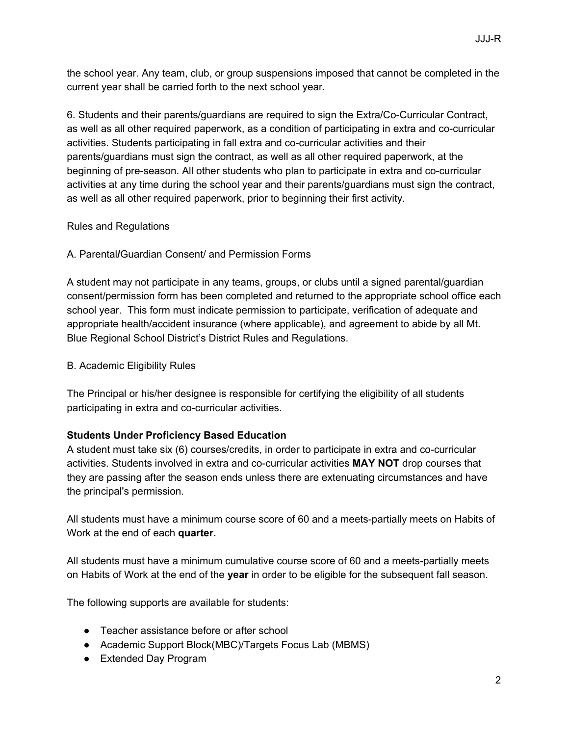the school year. Any team, club, or group suspensions imposed that cannot be completed in the current year shall be carried forth to the next school year.

6. Students and their parents/guardians are required to sign the Extra/Co-Curricular Contract, as well as all other required paperwork, as a condition of participating in extra and co-curricular activities. Students participating in fall extra and co-curricular activities and their parents/guardians must sign the contract, as well as all other required paperwork, at the beginning of pre-season. All other students who plan to participate in extra and co-curricular activities at any time during the school year and their parents/guardians must sign the contract, as well as all other required paperwork, prior to beginning their first activity.

Rules and Regulations

A. Parental/Guardian Consent/ and Permission Forms

A student may not participate in any teams, groups, or clubs until a signed parental/guardian consent/permission form has been completed and returned to the appropriate school office each school year. This form must indicate permission to participate, verification of adequate and appropriate health/accident insurance (where applicable), and agreement to abide by all Mt. Blue Regional School District's District Rules and Regulations.

B. Academic Eligibility Rules

The Principal or his/her designee is responsible for certifying the eligibility of all students participating in extra and co-curricular activities.

**Students Under Proficiency Based Education**

A student must take six (6) courses/credits, in order to participate in extra and co-curricular activities. Students involved in extra and co-curricular activities **MAY NOT** drop courses that they are passing after the season ends unless there are extenuating circumstances and have the principal's permission.

All students must have a minimum course score of 60 and a meets-partially meets on Habits of Work at the end of each **quarter.**

All students must have a minimum cumulative course score of 60 and a meets-partially meets on Habits of Work at the end of the **year** in order to be eligible for the subsequent fall season.

The following supports are available for students:

- Teacher assistance before or after school
- Academic Support Block(MBC)/Targets Focus Lab (MBMS)
- Extended Day Program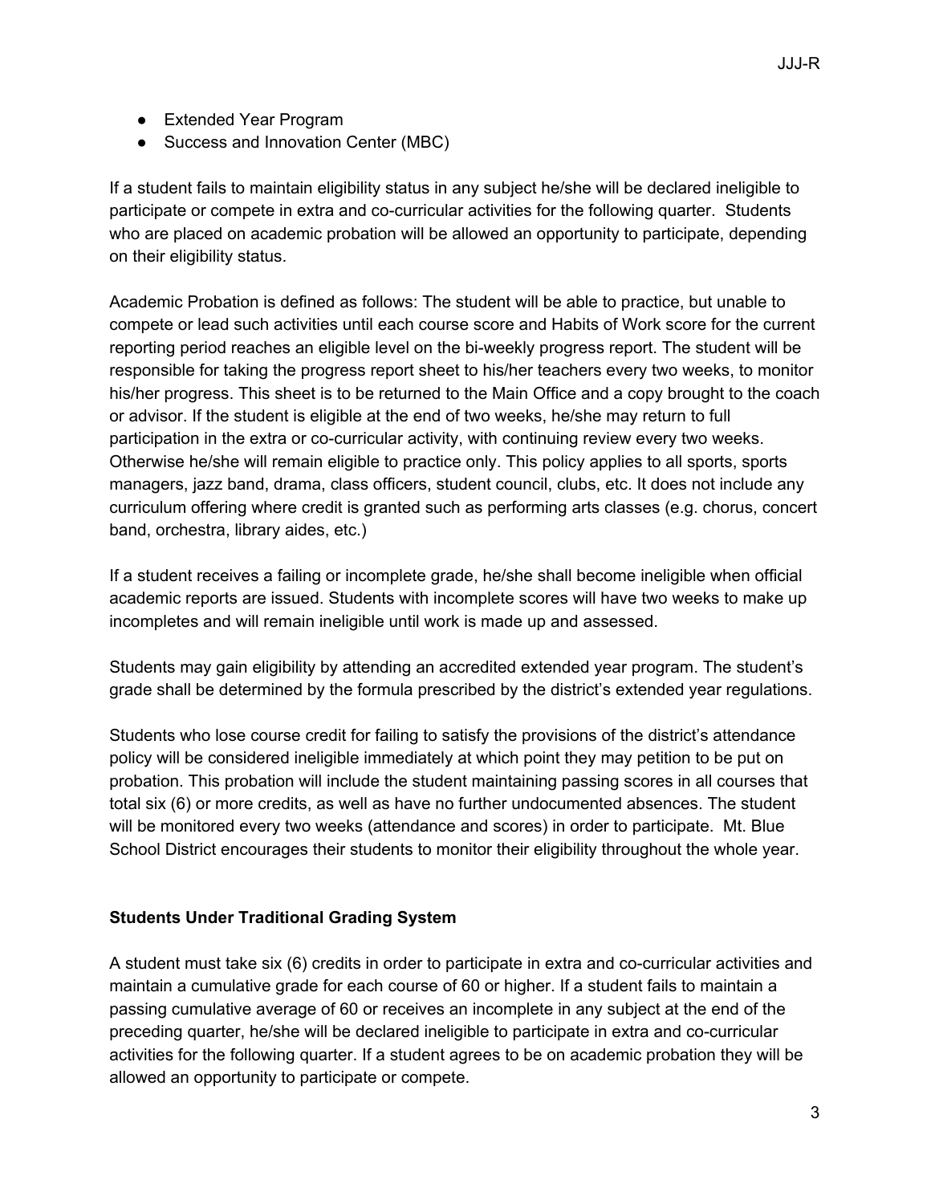- Extended Year Program
- Success and Innovation Center (MBC)

If a student fails to maintain eligibility status in any subject he/she will be declared ineligible to participate or compete in extra and co-curricular activities for the following quarter. Students who are placed on academic probation will be allowed an opportunity to participate, depending on their eligibility status.

Academic Probation is defined as follows: The student will be able to practice, but unable to compete or lead such activities until each course score and Habits of Work score for the current reporting period reaches an eligible level on the bi-weekly progress report. The student will be responsible for taking the progress report sheet to his/her teachers every two weeks, to monitor his/her progress. This sheet is to be returned to the Main Office and a copy brought to the coach or advisor. If the student is eligible at the end of two weeks, he/she may return to full participation in the extra or co-curricular activity, with continuing review every two weeks. Otherwise he/she will remain eligible to practice only. This policy applies to all sports, sports managers, jazz band, drama, class officers, student council, clubs, etc. It does not include any curriculum offering where credit is granted such as performing arts classes (e.g. chorus, concert band, orchestra, library aides, etc.)

If a student receives a failing or incomplete grade, he/she shall become ineligible when official academic reports are issued. Students with incomplete scores will have two weeks to make up incompletes and will remain ineligible until work is made up and assessed.

Students may gain eligibility by attending an accredited extended year program. The student's grade shall be determined by the formula prescribed by the district's extended year regulations.

Students who lose course credit for failing to satisfy the provisions of the district's attendance policy will be considered ineligible immediately at which point they may petition to be put on probation. This probation will include the student maintaining passing scores in all courses that total six (6) or more credits, as well as have no further undocumented absences. The student will be monitored every two weeks (attendance and scores) in order to participate. Mt. Blue School District encourages their students to monitor their eligibility throughout the whole year.

**Students Under Traditional Grading System**

A student must take six (6) credits in order to participate in extra and co-curricular activities and maintain a cumulative grade for each course of 60 or higher. If a student fails to maintain a passing cumulative average of 60 or receives an incomplete in any subject at the end of the preceding quarter, he/she will be declared ineligible to participate in extra and co-curricular activities for the following quarter. If a student agrees to be on academic probation they will be allowed an opportunity to participate or compete.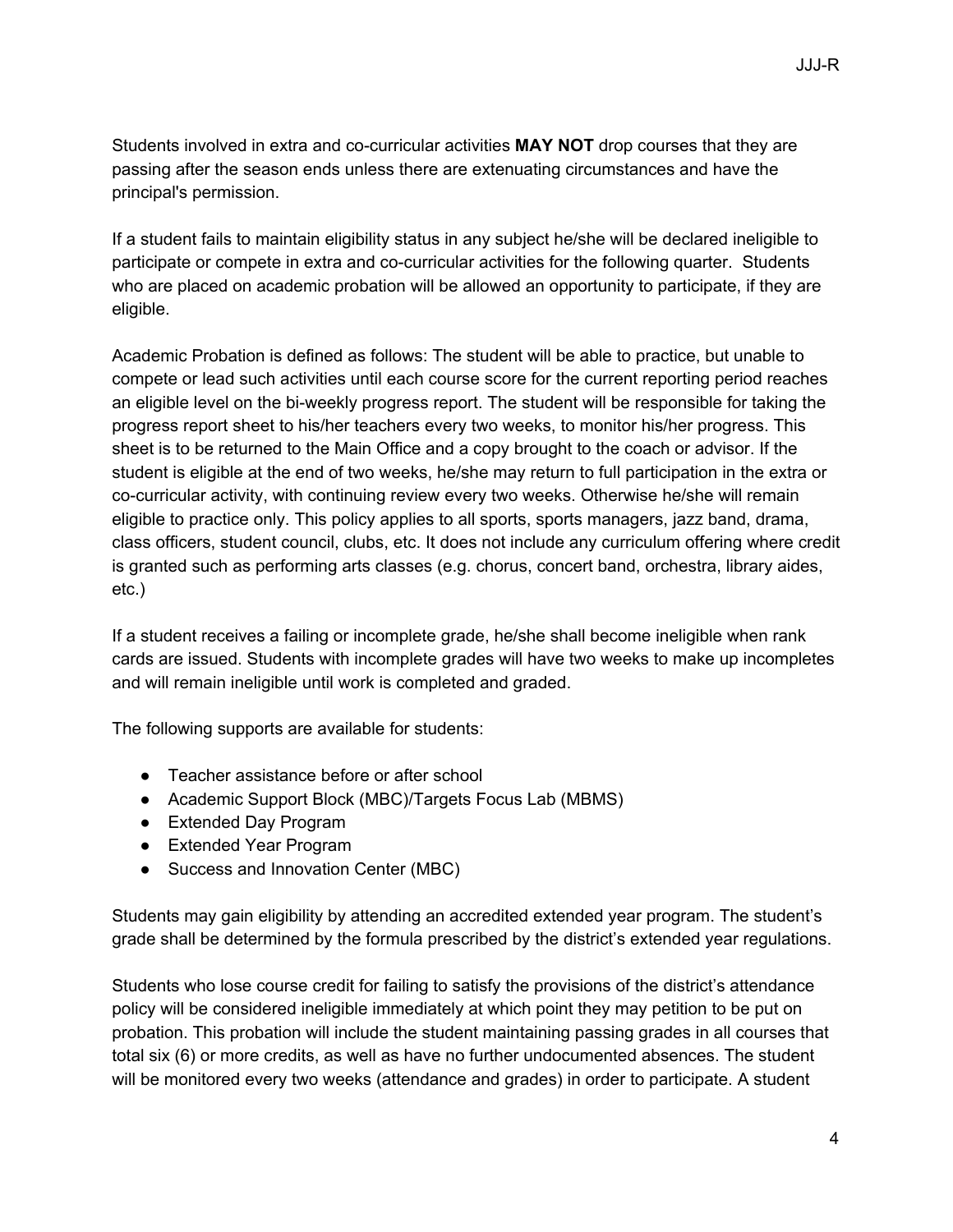Students involved in extra and co-curricular activities **MAY NOT** drop courses that they are passing after the season ends unless there are extenuating circumstances and have the principal's permission.

If a student fails to maintain eligibility status in any subject he/she will be declared ineligible to participate or compete in extra and co-curricular activities for the following quarter. Students who are placed on academic probation will be allowed an opportunity to participate, if they are eligible.

Academic Probation is defined as follows: The student will be able to practice, but unable to compete or lead such activities until each course score for the current reporting period reaches an eligible level on the bi-weekly progress report. The student will be responsible for taking the progress report sheet to his/her teachers every two weeks, to monitor his/her progress. This sheet is to be returned to the Main Office and a copy brought to the coach or advisor. If the student is eligible at the end of two weeks, he/she may return to full participation in the extra or co-curricular activity, with continuing review every two weeks. Otherwise he/she will remain eligible to practice only. This policy applies to all sports, sports managers, jazz band, drama, class officers, student council, clubs, etc. It does not include any curriculum offering where credit is granted such as performing arts classes (e.g. chorus, concert band, orchestra, library aides, etc.)

If a student receives a failing or incomplete grade, he/she shall become ineligible when rank cards are issued. Students with incomplete grades will have two weeks to make up incompletes and will remain ineligible until work is completed and graded.

The following supports are available for students:

- Teacher assistance before or after school
- Academic Support Block (MBC)/Targets Focus Lab (MBMS)
- Extended Day Program
- Extended Year Program
- Success and Innovation Center (MBC)

Students may gain eligibility by attending an accredited extended year program. The student's grade shall be determined by the formula prescribed by the district's extended year regulations.

Students who lose course credit for failing to satisfy the provisions of the district's attendance policy will be considered ineligible immediately at which point they may petition to be put on probation. This probation will include the student maintaining passing grades in all courses that total six (6) or more credits, as well as have no further undocumented absences. The student will be monitored every two weeks (attendance and grades) in order to participate. A student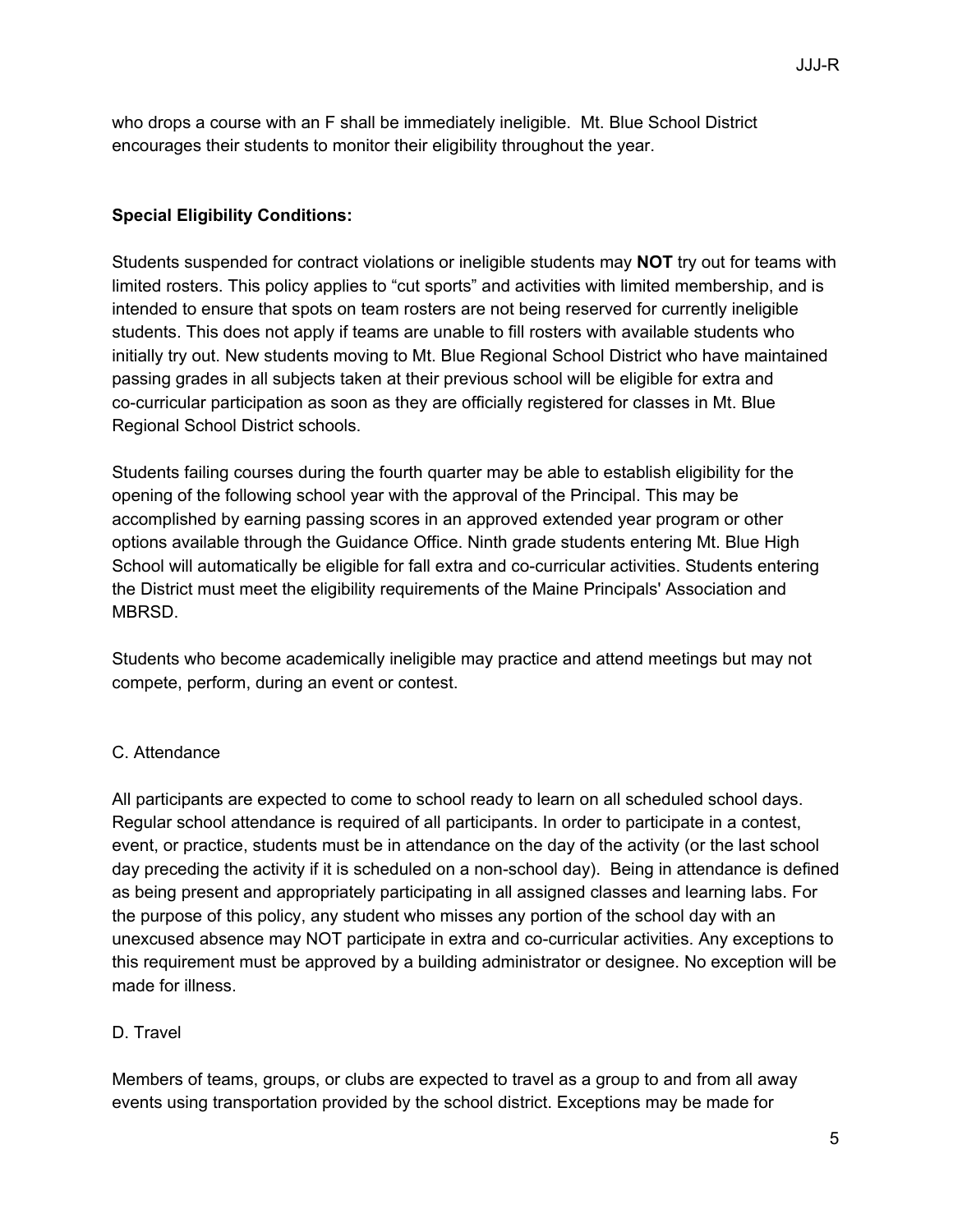who drops a course with an F shall be immediately ineligible. Mt. Blue School District encourages their students to monitor their eligibility throughout the year.

**Special Eligibility Conditions:**

Students suspended for contract violations or ineligible students may **NOT** try out for teams with limited rosters. This policy applies to "cut sports" and activities with limited membership, and is intended to ensure that spots on team rosters are not being reserved for currently ineligible students. This does not apply if teams are unable to fill rosters with available students who initially try out. New students moving to Mt. Blue Regional School District who have maintained passing grades in all subjects taken at their previous school will be eligible for extra and co-curricular participation as soon as they are officially registered for classes in Mt. Blue Regional School District schools.

Students failing courses during the fourth quarter may be able to establish eligibility for the opening of the following school year with the approval of the Principal. This may be accomplished by earning passing scores in an approved extended year program or other options available through the Guidance Office. Ninth grade students entering Mt. Blue High School will automatically be eligible for fall extra and co-curricular activities. Students entering the District must meet the eligibility requirements of the Maine Principals' Association and MBRSD.

Students who become academically ineligible may practice and attend meetings but may not compete, perform, during an event or contest.

C. Attendance

All participants are expected to come to school ready to learn on all scheduled school days. Regular school attendance is required of all participants. In order to participate in a contest, event, or practice, students must be in attendance on the day of the activity (or the last school day preceding the activity if it is scheduled on a non-school day). Being in attendance is defined as being present and appropriately participating in all assigned classes and learning labs. For the purpose of this policy, any student who misses any portion of the school day with an unexcused absence may NOT participate in extra and co-curricular activities. Any exceptions to this requirement must be approved by a building administrator or designee. No exception will be made for illness.

D. Travel

Members of teams, groups, or clubs are expected to travel as a group to and from all away events using transportation provided by the school district. Exceptions may be made for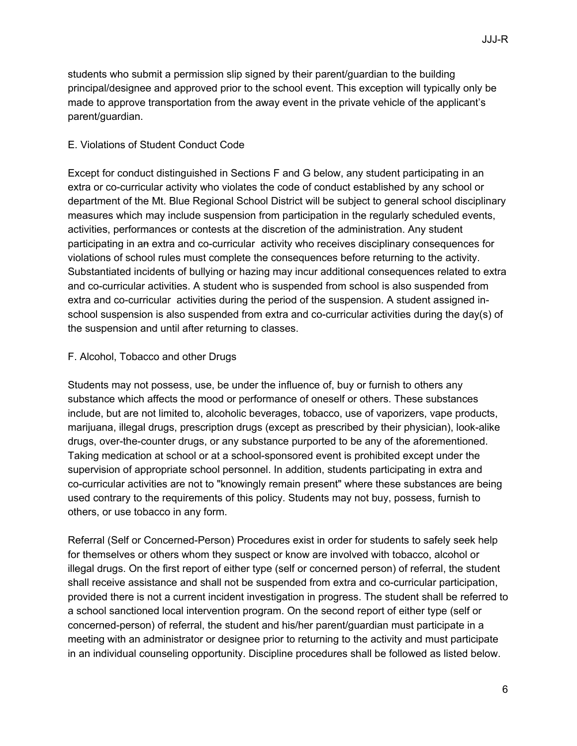students who submit a permission slip signed by their parent/guardian to the building principal/designee and approved prior to the school event. This exception will typically only be made to approve transportation from the away event in the private vehicle of the applicant's parent/guardian.

### E. Violations of Student Conduct Code

Except for conduct distinguished in Sections F and G below, any student participating in an extra or co-curricular activity who violates the code of conduct established by any school or department of the Mt. Blue Regional School District will be subject to general school disciplinary measures which may include suspension from participation in the regularly scheduled events, activities, performances or contests at the discretion of the administration. Any student participating in ~~an~~ extra and co-curricular activity who receives disciplinary consequences for violations of school rules must complete the consequences before returning to the activity. Substantiated incidents of bullying or hazing may incur additional consequences related to extra and co-curricular activities. A student who is suspended from school is also suspended from extra and co-curricular activities during the period of the suspension. A student assigned in-school suspension is also suspended from extra and co-curricular activities during the day(s) of the suspension and until after returning to classes.

### F. Alcohol, Tobacco and other Drugs

Students may not possess, use, be under the influence of, buy or furnish to others any substance which affects the mood or performance of oneself or others. These substances include, but are not limited to, alcoholic beverages, tobacco, use of vaporizers, vape products, marijuana, illegal drugs, prescription drugs (except as prescribed by their physician), look-alike drugs, over-the-counter drugs, or any substance purported to be any of the aforementioned. Taking medication at school or at a school-sponsored event is prohibited except under the supervision of appropriate school personnel. In addition, students participating in extra and co-curricular activities are not to "knowingly remain present" where these substances are being used contrary to the requirements of this policy. Students may not buy, possess, furnish to others, or use tobacco in any form.

Referral (Self or Concerned-Person) Procedures exist in order for students to safely seek help for themselves or others whom they suspect or know are involved with tobacco, alcohol or illegal drugs. On the first report of either type (self or concerned person) of referral, the student shall receive assistance and shall not be suspended from extra and co-curricular participation, provided there is not a current incident investigation in progress. The student shall be referred to a school sanctioned local intervention program. On the second report of either type (self or concerned-person) of referral, the student and his/her parent/guardian must participate in a meeting with an administrator or designee prior to returning to the activity and must participate in an individual counseling opportunity. Discipline procedures shall be followed as listed below.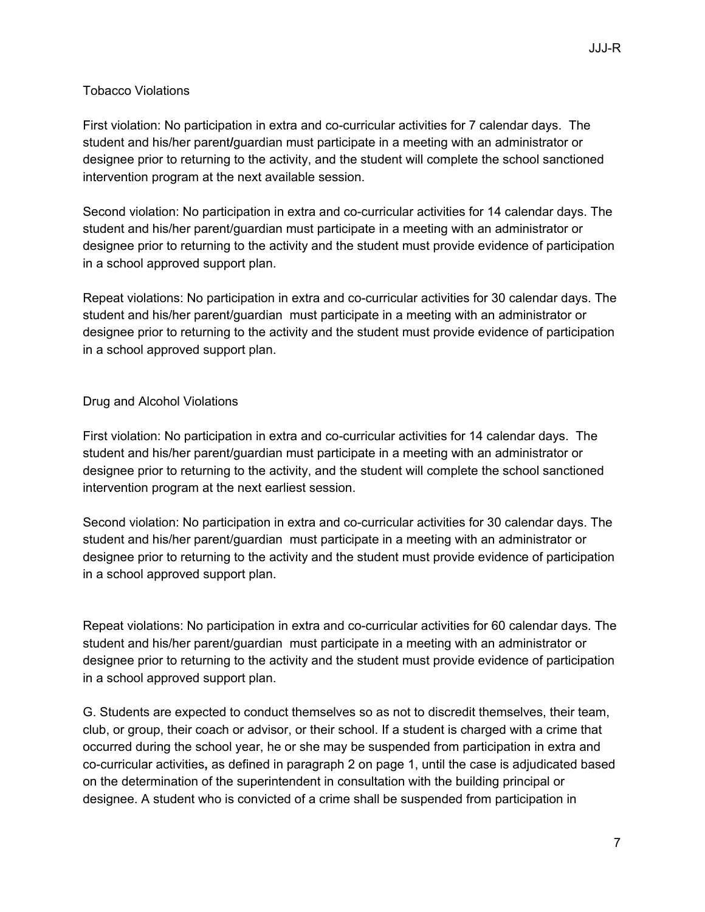Tobacco Violations

First violation: No participation in extra and co-curricular activities for 7 calendar days. The student and his/her parent/guardian must participate in a meeting with an administrator or designee prior to returning to the activity, and the student will complete the school sanctioned intervention program at the next available session.

Second violation: No participation in extra and co-curricular activities for 14 calendar days. The student and his/her parent/guardian must participate in a meeting with an administrator or designee prior to returning to the activity and the student must provide evidence of participation in a school approved support plan.

Repeat violations: No participation in extra and co-curricular activities for 30 calendar days. The student and his/her parent/guardian must participate in a meeting with an administrator or designee prior to returning to the activity and the student must provide evidence of participation in a school approved support plan.

Drug and Alcohol Violations

First violation: No participation in extra and co-curricular activities for 14 calendar days. The student and his/her parent/guardian must participate in a meeting with an administrator or designee prior to returning to the activity, and the student will complete the school sanctioned intervention program at the next earliest session.

Second violation: No participation in extra and co-curricular activities for 30 calendar days. The student and his/her parent/guardian must participate in a meeting with an administrator or designee prior to returning to the activity and the student must provide evidence of participation in a school approved support plan.

Repeat violations: No participation in extra and co-curricular activities for 60 calendar days. The student and his/her parent/guardian must participate in a meeting with an administrator or designee prior to returning to the activity and the student must provide evidence of participation in a school approved support plan.

G. Students are expected to conduct themselves so as not to discredit themselves, their team, club, or group, their coach or advisor, or their school. If a student is charged with a crime that occurred during the school year, he or she may be suspended from participation in extra and co-curricular activities**,** as defined in paragraph 2 on page 1, until the case is adjudicated based on the determination of the superintendent in consultation with the building principal or designee. A student who is convicted of a crime shall be suspended from participation in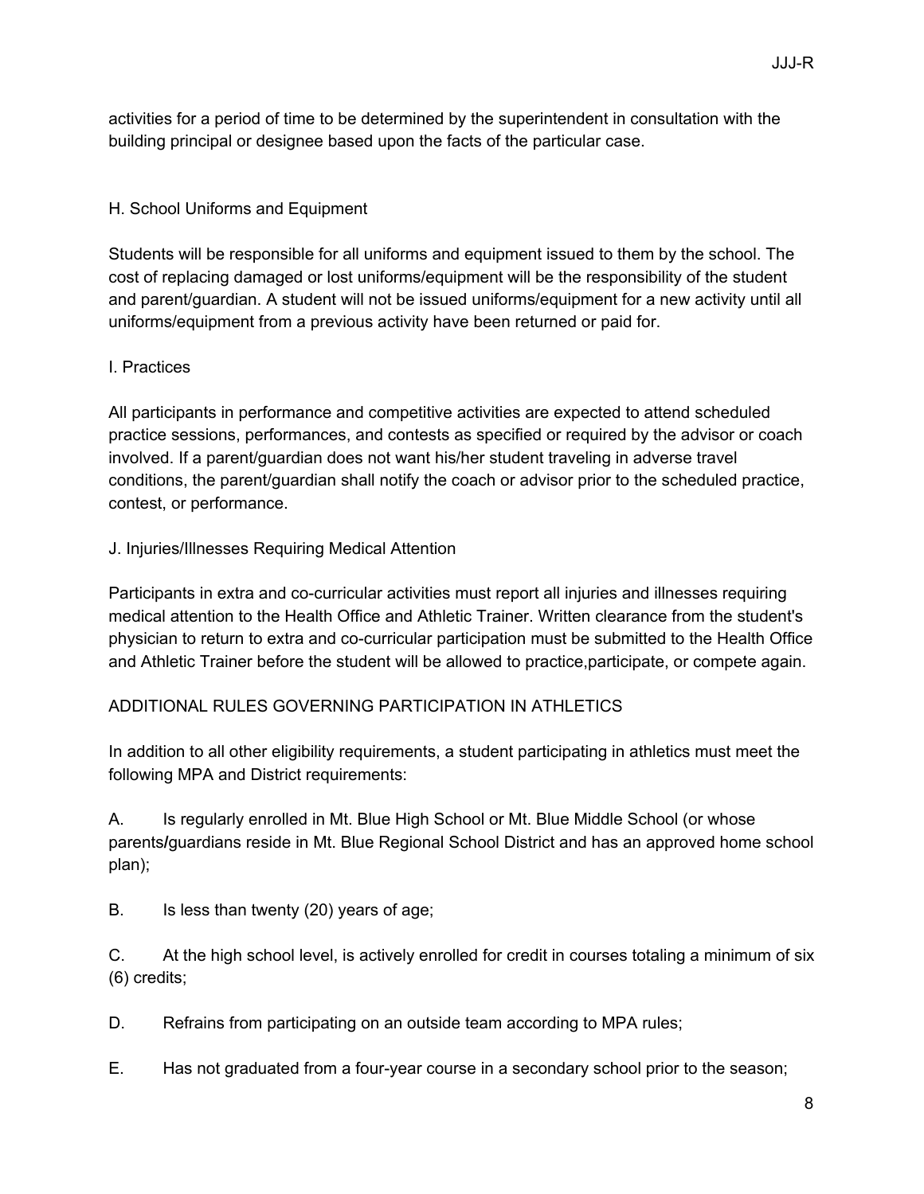activities for a period of time to be determined by the superintendent in consultation with the building principal or designee based upon the facts of the particular case.

H. School Uniforms and Equipment

Students will be responsible for all uniforms and equipment issued to them by the school. The cost of replacing damaged or lost uniforms/equipment will be the responsibility of the student and parent/guardian. A student will not be issued uniforms/equipment for a new activity until all uniforms/equipment from a previous activity have been returned or paid for.

I. Practices

All participants in performance and competitive activities are expected to attend scheduled practice sessions, performances, and contests as specified or required by the advisor or coach involved. If a parent/guardian does not want his/her student traveling in adverse travel conditions, the parent/guardian shall notify the coach or advisor prior to the scheduled practice, contest, or performance.

J. Injuries/Illnesses Requiring Medical Attention

Participants in extra and co-curricular activities must report all injuries and illnesses requiring medical attention to the Health Office and Athletic Trainer. Written clearance from the student's physician to return to extra and co-curricular participation must be submitted to the Health Office and Athletic Trainer before the student will be allowed to practice,participate, or compete again.

ADDITIONAL RULES GOVERNING PARTICIPATION IN ATHLETICS

In addition to all other eligibility requirements, a student participating in athletics must meet the following MPA and District requirements:

A. Is regularly enrolled in Mt. Blue High School or Mt. Blue Middle School (or whose parents/guardians reside in Mt. Blue Regional School District and has an approved home school plan);

B. Is less than twenty (20) years of age;

C. At the high school level, is actively enrolled for credit in courses totaling a minimum of six (6) credits;

D. Refrains from participating on an outside team according to MPA rules;

E. Has not graduated from a four-year course in a secondary school prior to the season;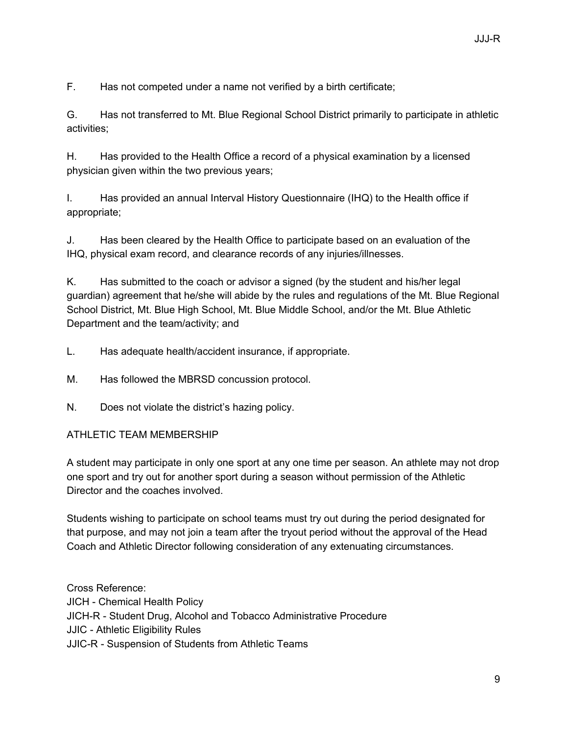F. Has not competed under a name not verified by a birth certificate;

G. Has not transferred to Mt. Blue Regional School District primarily to participate in athletic activities;

H. Has provided to the Health Office a record of a physical examination by a licensed physician given within the two previous years;

I. Has provided an annual Interval History Questionnaire (IHQ) to the Health office if appropriate;

J. Has been cleared by the Health Office to participate based on an evaluation of the IHQ, physical exam record, and clearance records of any injuries/illnesses.

K. Has submitted to the coach or advisor a signed (by the student and his/her legal guardian) agreement that he/she will abide by the rules and regulations of the Mt. Blue Regional School District, Mt. Blue High School, Mt. Blue Middle School, and/or the Mt. Blue Athletic Department and the team/activity; and

L. Has adequate health/accident insurance, if appropriate.

M. Has followed the MBRSD concussion protocol.

N. Does not violate the district's hazing policy.

ATHLETIC TEAM MEMBERSHIP

A student may participate in only one sport at any one time per season. An athlete may not drop one sport and try out for another sport during a season without permission of the Athletic Director and the coaches involved.

Students wishing to participate on school teams must try out during the period designated for that purpose, and may not join a team after the tryout period without the approval of the Head Coach and Athletic Director following consideration of any extenuating circumstances.

Cross Reference:
JICH - Chemical Health Policy
JICH-R - Student Drug, Alcohol and Tobacco Administrative Procedure
JJIC - Athletic Eligibility Rules
JJIC-R - Suspension of Students from Athletic Teams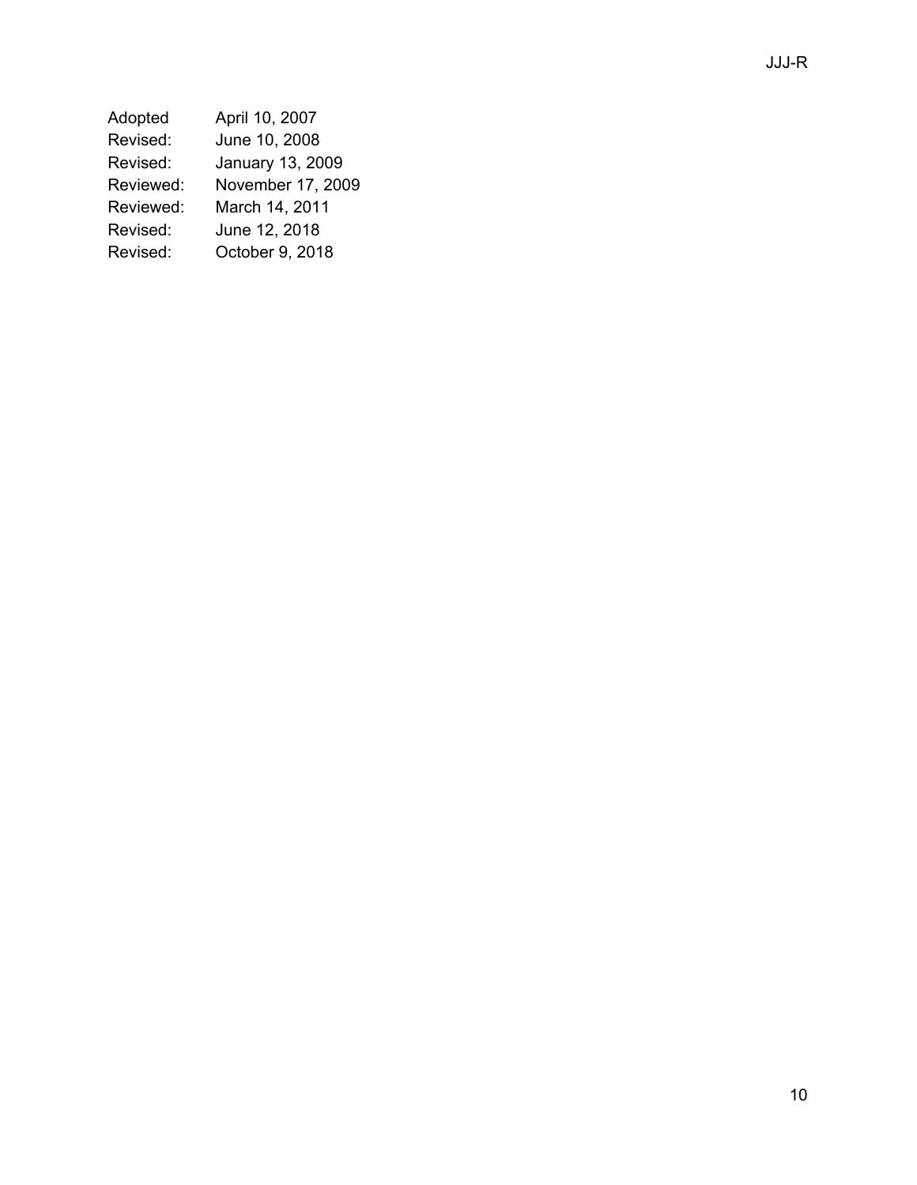| | |
|---|---|
| Adopted | April 10, 2007 |
| Revised: | June 10, 2008 |
| Revised: | January 13, 2009 |
| Reviewed: | November 17, 2009 |
| Reviewed: | March 14, 2011 |
| Revised: | June 12, 2018 |
| Revised: | October 9, 2018 |